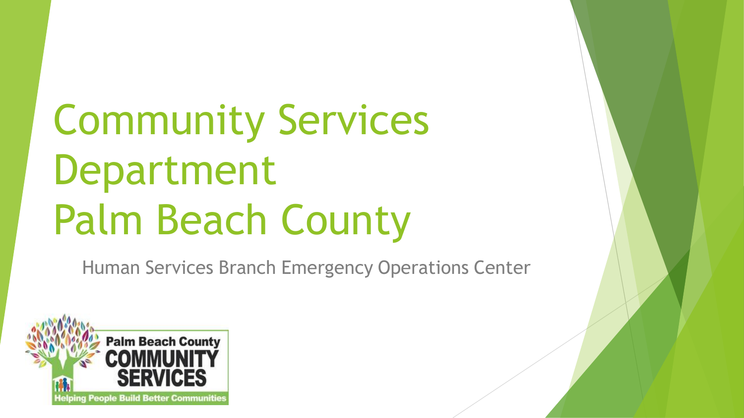# Community Services Department Palm Beach County

Human Services Branch Emergency Operations Center

Palm Beach County
COMMUNITY
SERVICES
Helping People Build Better Communities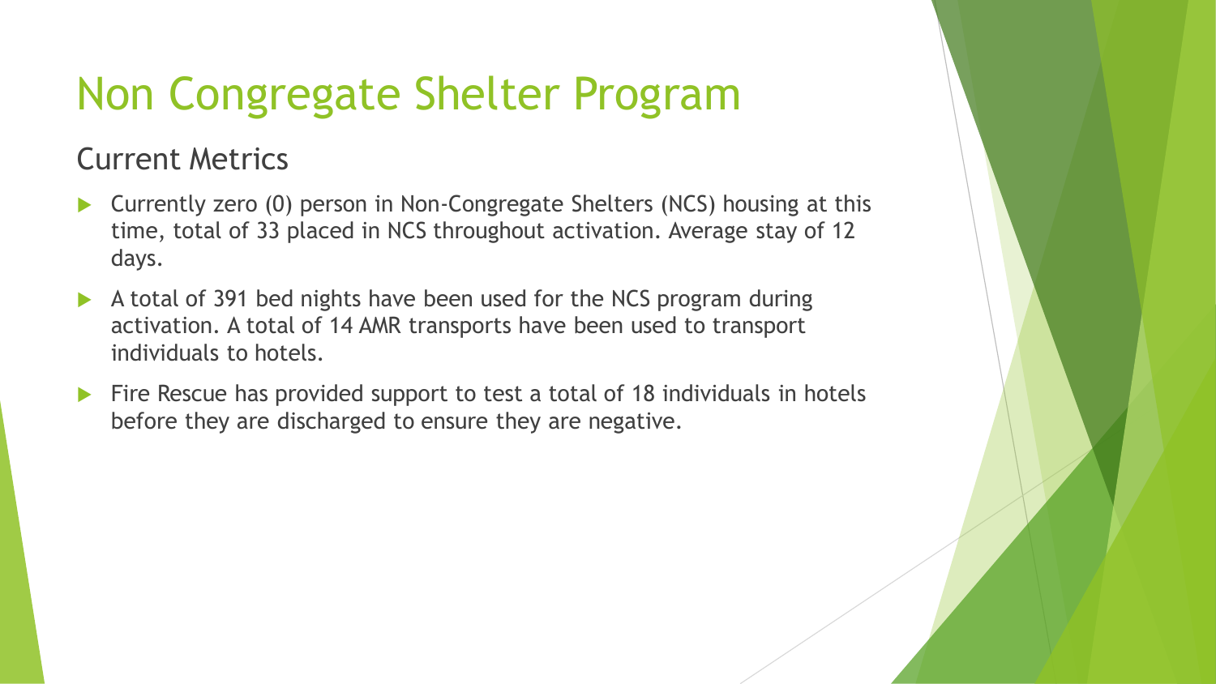# Non Congregate Shelter Program

## Current Metrics

- Currently zero (0) person in Non-Congregate Shelters (NCS) housing at this time, total of 33 placed in NCS throughout activation. Average stay of 12 days.
- A total of 391 bed nights have been used for the NCS program during activation. A total of 14 AMR transports have been used to transport individuals to hotels.
- Fire Rescue has provided support to test a total of 18 individuals in hotels before they are discharged to ensure they are negative.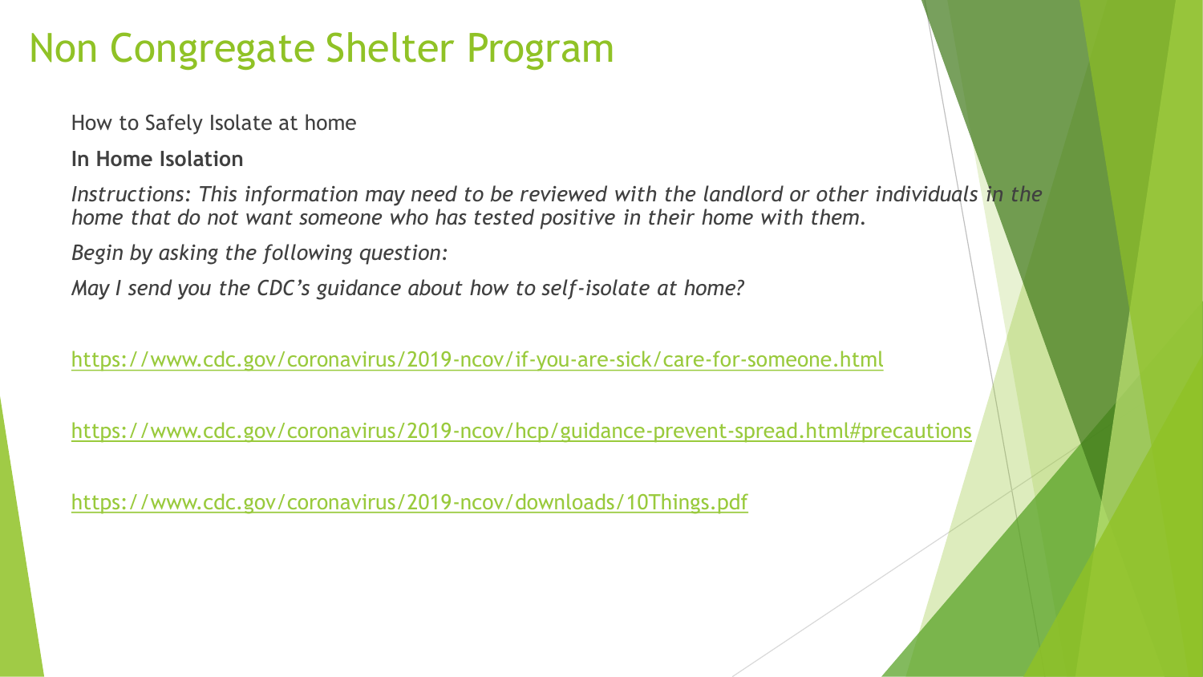# Non Congregate Shelter Program

How to Safely Isolate at home

**In Home Isolation**

*Instructions: This information may need to be reviewed with the landlord or other individuals in the home that do not want someone who has tested positive in their home with them.*

*Begin by asking the following question:*

*May I send you the CDC's guidance about how to self-isolate at home?*

https://www.cdc.gov/coronavirus/2019-ncov/if-you-are-sick/care-for-someone.html

https://www.cdc.gov/coronavirus/2019-ncov/hcp/guidance-prevent-spread.html#precautions

https://www.cdc.gov/coronavirus/2019-ncov/downloads/10Things.pdf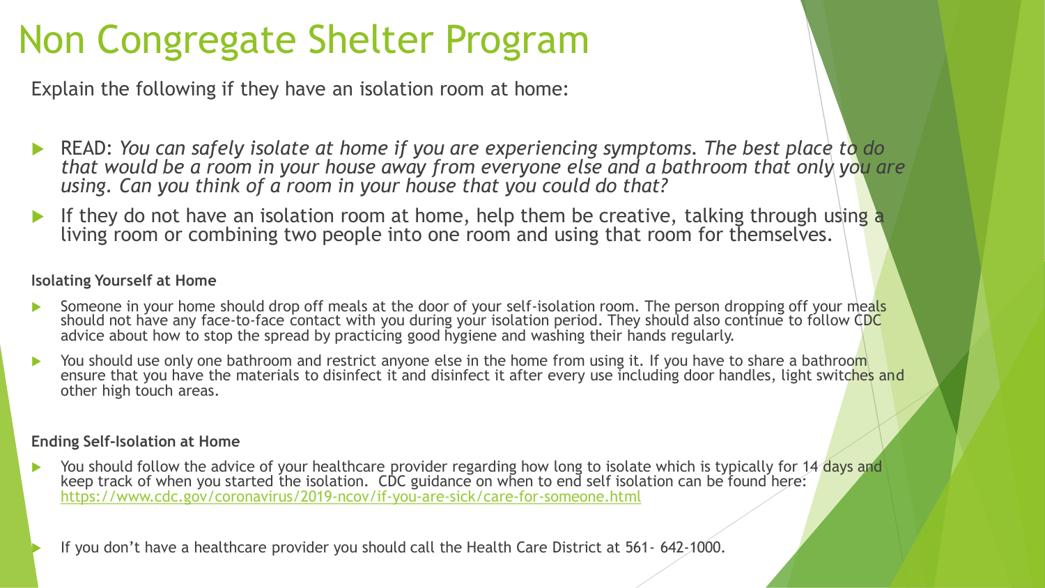# Non Congregate Shelter Program

Explain the following if they have an isolation room at home:

- READ: *You can safely isolate at home if you are experiencing symptoms. The best place to do that would be a room in your house away from everyone else and a bathroom that only you are using. Can you think of a room in your house that you could do that?*
- If they do not have an isolation room at home, help them be creative, talking through using a living room or combining two people into one room and using that room for themselves.

**Isolating Yourself at Home**

- Someone in your home should drop off meals at the door of your self-isolation room. The person dropping off your meals should not have any face-to-face contact with you during your isolation period. They should also continue to follow CDC advice about how to stop the spread by practicing good hygiene and washing their hands regularly.
- You should use only one bathroom and restrict anyone else in the home from using it. If you have to share a bathroom ensure that you have the materials to disinfect it and disinfect it after every use including door handles, light switches and other high touch areas.

**Ending Self-Isolation at Home**

- You should follow the advice of your healthcare provider regarding how long to isolate which is typically for 14 days and keep track of when you started the isolation. CDC guidance on when to end self isolation can be found here: https://www.cdc.gov/coronavirus/2019-ncov/if-you-are-sick/care-for-someone.html
- If you don't have a healthcare provider you should call the Health Care District at 561- 642-1000.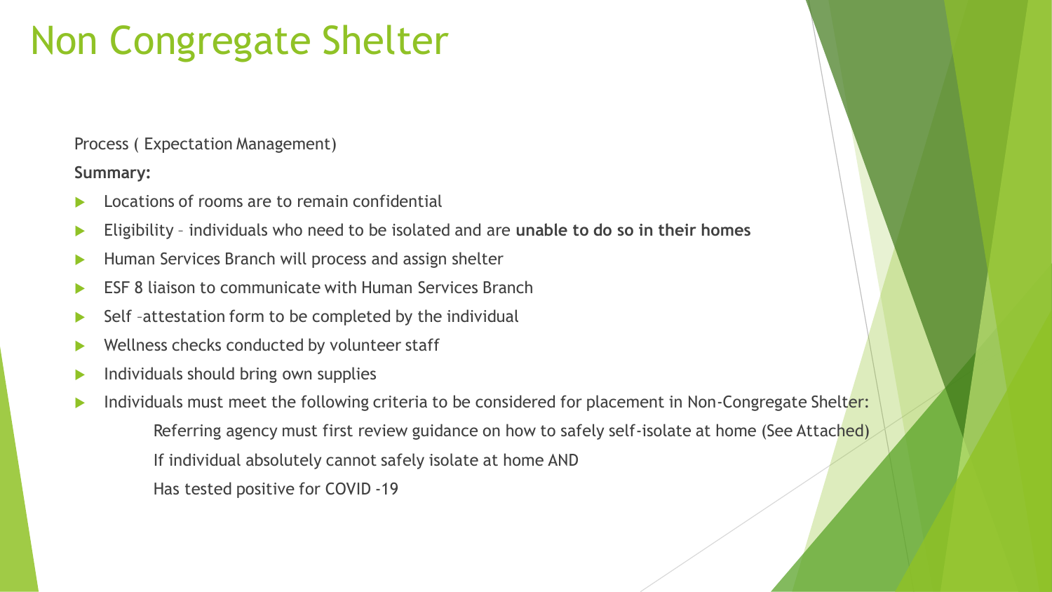# Non Congregate Shelter

Process ( Expectation Management)

**Summary:**

- Locations of rooms are to remain confidential
- Eligibility – individuals who need to be isolated and are **unable to do so in their homes**
- Human Services Branch will process and assign shelter
- ESF 8 liaison to communicate with Human Services Branch
- Self –attestation form to be completed by the individual
- Wellness checks conducted by volunteer staff
- Individuals should bring own supplies
- Individuals must meet the following criteria to be considered for placement in Non-Congregate Shelter:
  - Referring agency must first review guidance on how to safely self-isolate at home (See Attached)
  - If individual absolutely cannot safely isolate at home AND
  - Has tested positive for COVID -19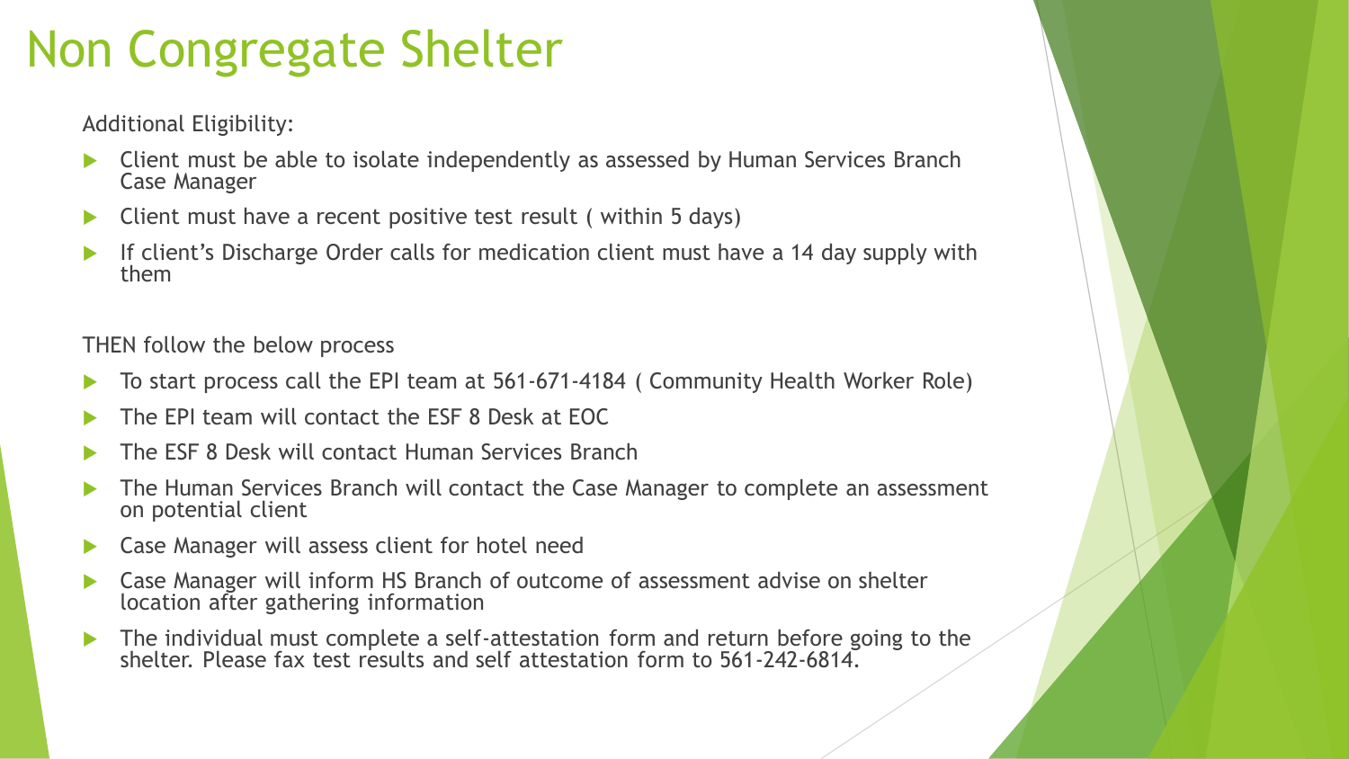# Non Congregate Shelter

Additional Eligibility:

- Client must be able to isolate independently as assessed by Human Services Branch Case Manager
- Client must have a recent positive test result ( within 5 days)
- If client's Discharge Order calls for medication client must have a 14 day supply with them

THEN follow the below process

- To start process call the EPI team at 561-671-4184 ( Community Health Worker Role)
- The EPI team will contact the ESF 8 Desk at EOC
- The ESF 8 Desk will contact Human Services Branch
- The Human Services Branch will contact the Case Manager to complete an assessment on potential client
- Case Manager will assess client for hotel need
- Case Manager will inform HS Branch of outcome of assessment advise on shelter location after gathering information
- The individual must complete a self-attestation form and return before going to the shelter. Please fax test results and self attestation form to 561-242-6814.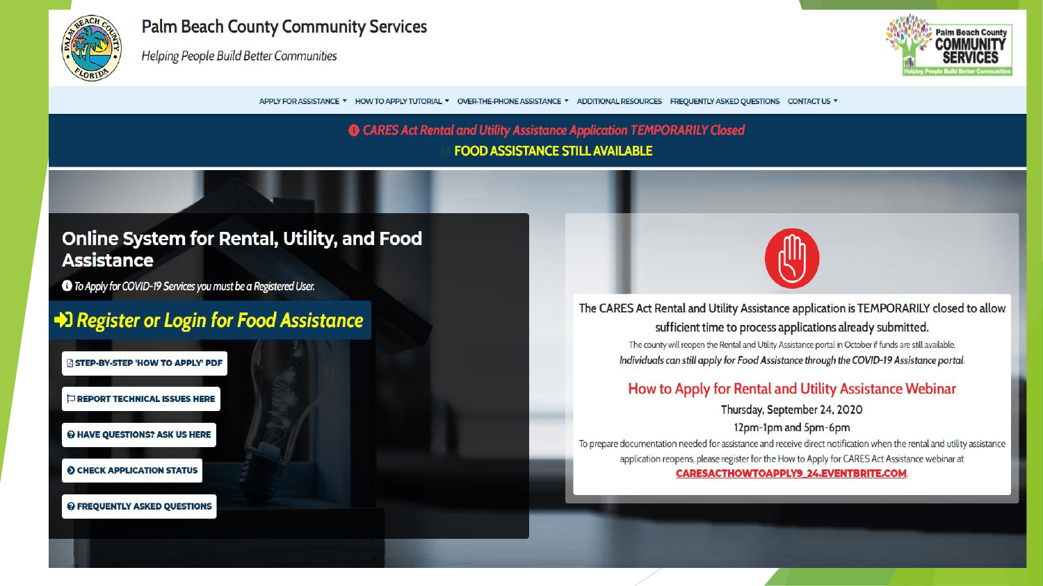# Palm Beach County Community Services

*Helping People Build Better Communities*

Palm Beach County COMMUNITY SERVICES — Helping People Build Better Communities

APPLY FOR ASSISTANCE ▾ HOW TO APPLY TUTORIAL ▾ OVER-THE-PHONE ASSISTANCE ▾ ADDITIONAL RESOURCES FREQUENTLY ASKED QUESTIONS CONTACT US ▾

***CARES Act Rental and Utility Assistance Application TEMPORARILY Closed***

**FOOD ASSISTANCE STILL AVAILABLE**

## Online System for Rental, Utility, and Food Assistance

*To Apply for COVID-19 Services you must be a Registered User.*

***Register or Login for Food Assistance***

**STEP-BY-STEP 'HOW TO APPLY' PDF**

**REPORT TECHNICAL ISSUES HERE**

**HAVE QUESTIONS? ASK US HERE**

**CHECK APPLICATION STATUS**

**FREQUENTLY ASKED QUESTIONS**

The CARES Act Rental and Utility Assistance application is TEMPORARILY closed to allow sufficient time to process applications already submitted.

The county will reopen the Rental and Utility Assistance portal in October if funds are still available.

*Individuals can still apply for Food Assistance through the COVID-19 Assistance portal.*

### How to Apply for Rental and Utility Assistance Webinar

Thursday, September 24, 2020

12pm-1pm and 5pm-6pm

To prepare documentation needed for assistance and receive direct notification when the rental and utility assistance application reopens, please register for the How to Apply for CARES Act Assistance webinar at **CARESACTHOWTOAPPLY9_24.EVENTBRITE.COM**.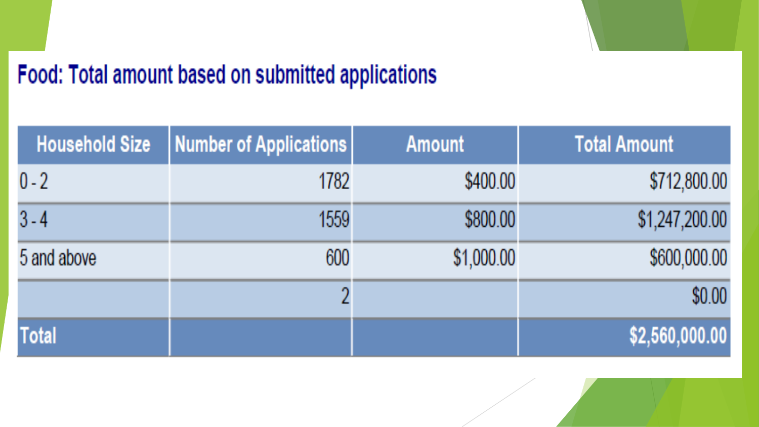# Food: Total amount based on submitted applications

| Household Size | Number of Applications | Amount | Total Amount |
|---|---|---|---|
| 0 - 2 | 1782 | $400.00 | $712,800.00 |
| 3 - 4 | 1559 | $800.00 | $1,247,200.00 |
| 5 and above | 600 | $1,000.00 | $600,000.00 |
| | 2 | | $0.00 |
| Total | | | $2,560,000.00 |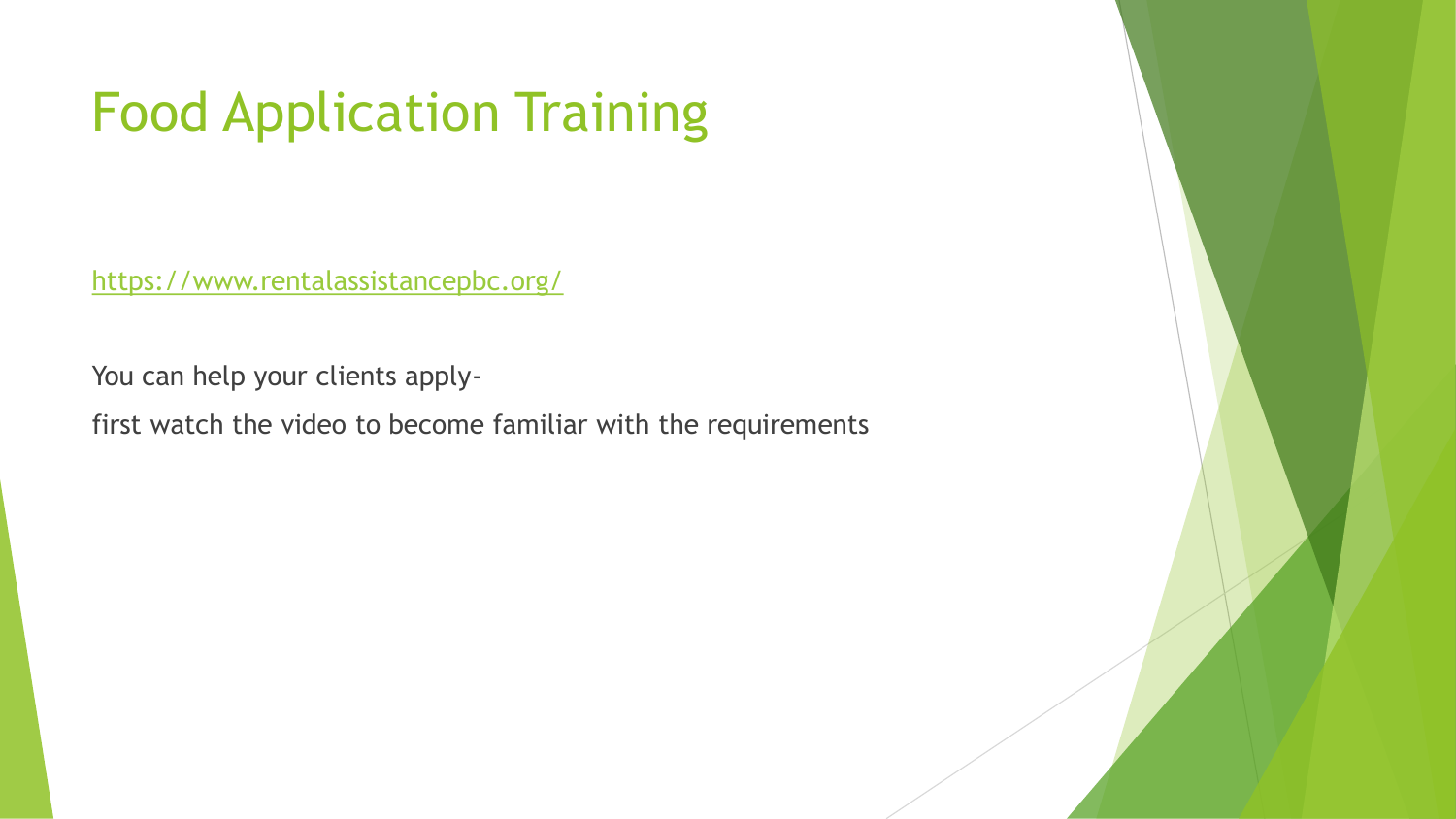# Food Application Training

https://www.rentalassistancepbc.org/

You can help your clients apply-

first watch the video to become familiar with the requirements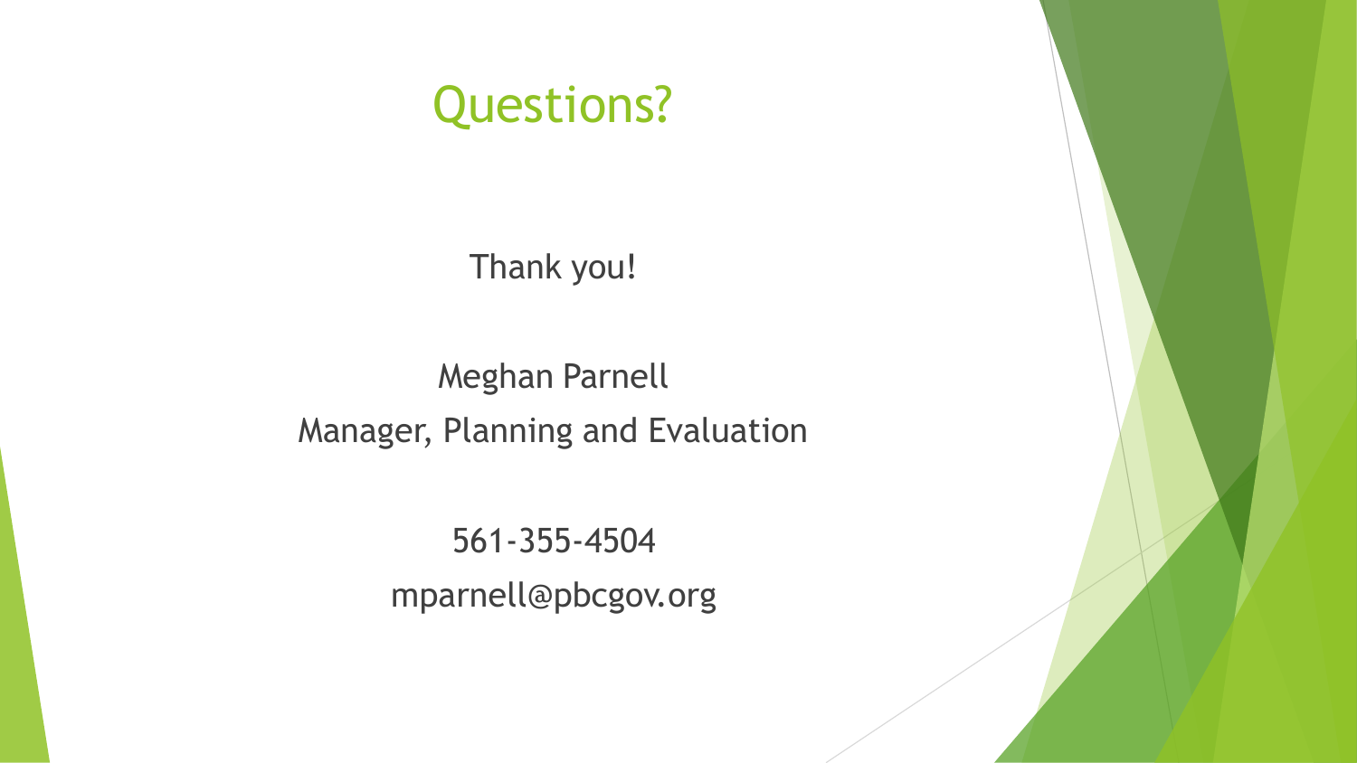# Questions?

Thank you!

Meghan Parnell
Manager, Planning and Evaluation

561-355-4504
mparnell@pbcgov.org